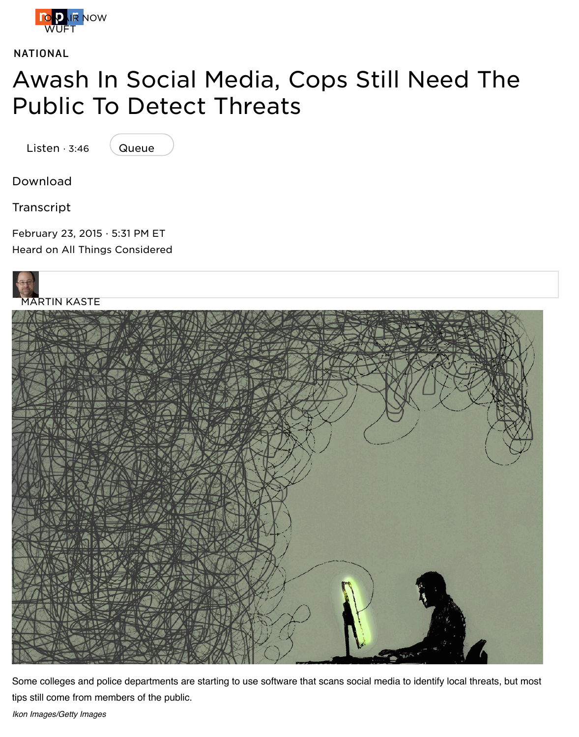NATIONAL

# Awash In Social Media, Cops Still Need The Public To Detect Threats

Listen · 3:46 Queue

Download

Transcript

February 23, 2015 · 5:31 PM ET
Heard on All Things Considered

MARTIN KASTE

Some colleges and police departments are starting to use software that scans social media to identify local threats, but most tips still come from members of the public.

*Ikon Images/Getty Images*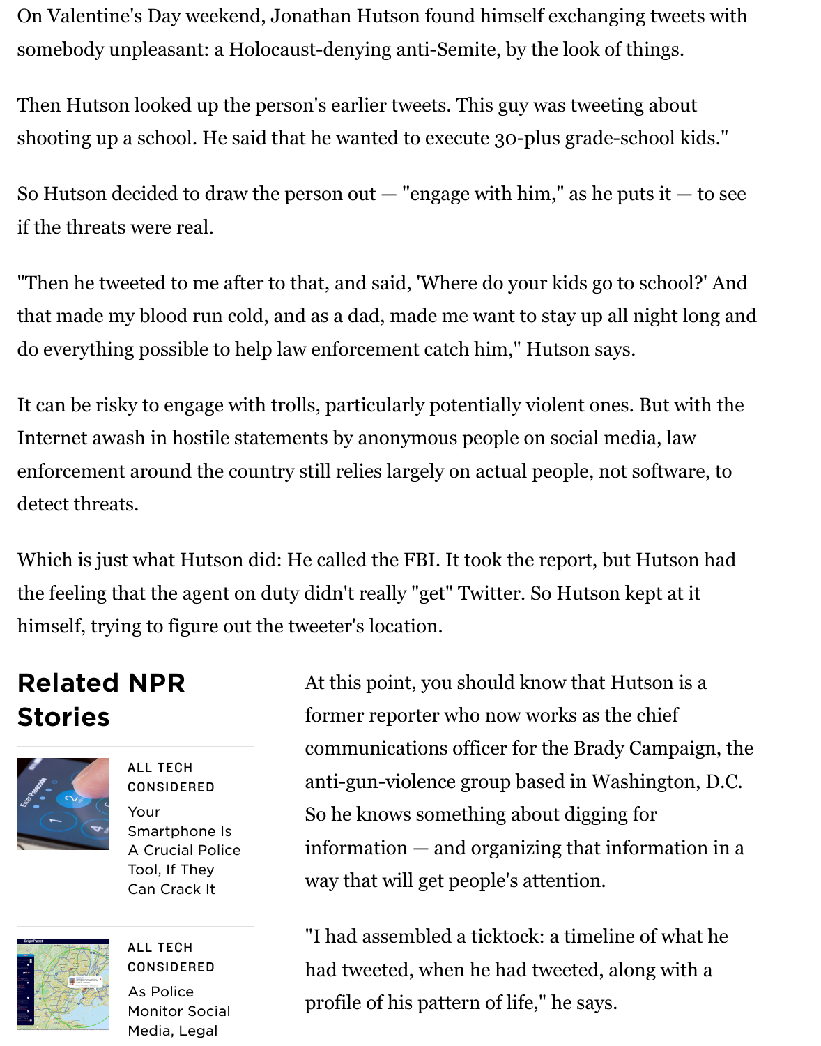On Valentine's Day weekend, Jonathan Hutson found himself exchanging tweets with somebody unpleasant: a Holocaust-denying anti-Semite, by the look of things.

Then Hutson looked up the person's earlier tweets. This guy was tweeting about shooting up a school. He said that he wanted to execute 30-plus grade-school kids."

So Hutson decided to draw the person out — "engage with him," as he puts it — to see if the threats were real.

"Then he tweeted to me after to that, and said, 'Where do your kids go to school?' And that made my blood run cold, and as a dad, made me want to stay up all night long and do everything possible to help law enforcement catch him," Hutson says.

It can be risky to engage with trolls, particularly potentially violent ones. But with the Internet awash in hostile statements by anonymous people on social media, law enforcement around the country still relies largely on actual people, not software, to detect threats.

Which is just what Hutson did: He called the FBI. It took the report, but Hutson had the feeling that the agent on duty didn't really "get" Twitter. So Hutson kept at it himself, trying to figure out the tweeter's location.

## Related NPR Stories

ALL TECH CONSIDERED

Your Smartphone Is A Crucial Police Tool, If They Can Crack It

ALL TECH CONSIDERED

As Police Monitor Social Media, Legal

At this point, you should know that Hutson is a former reporter who now works as the chief communications officer for the Brady Campaign, the anti-gun-violence group based in Washington, D.C. So he knows something about digging for information — and organizing that information in a way that will get people's attention.

"I had assembled a ticktock: a timeline of what he had tweeted, when he had tweeted, along with a profile of his pattern of life," he says.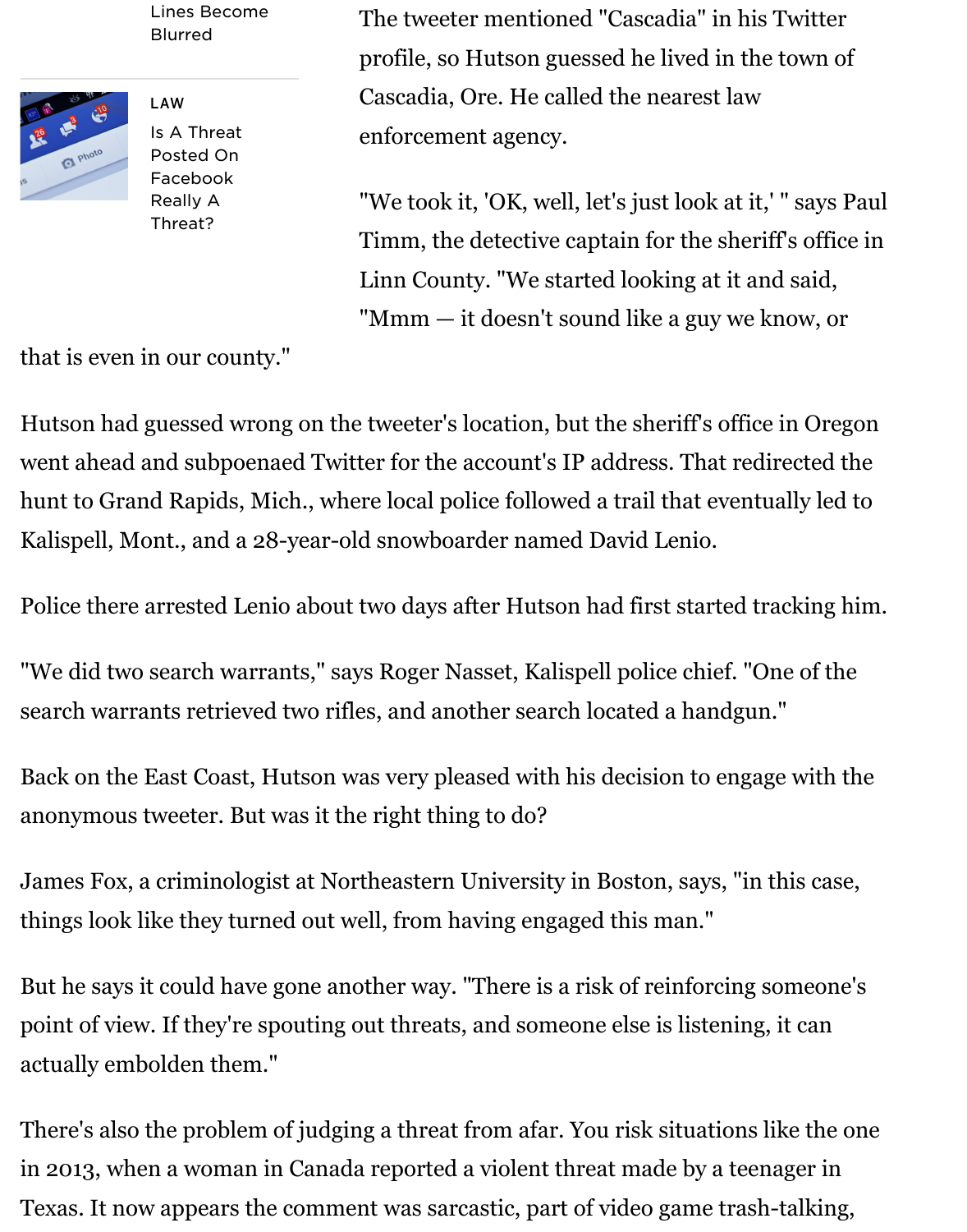The tweeter mentioned "Cascadia" in his Twitter profile, so Hutson guessed he lived in the town of Cascadia, Ore. He called the nearest law enforcement agency.

"We took it, 'OK, well, let's just look at it,' " says Paul Timm, the detective captain for the sheriff's office in Linn County. "We started looking at it and said, "Mmm — it doesn't sound like a guy we know, or that is even in our county."

Hutson had guessed wrong on the tweeter's location, but the sheriff's office in Oregon went ahead and subpoenaed Twitter for the account's IP address. That redirected the hunt to Grand Rapids, Mich., where local police followed a trail that eventually led to Kalispell, Mont., and a 28-year-old snowboarder named David Lenio.

Police there arrested Lenio about two days after Hutson had first started tracking him.

"We did two search warrants," says Roger Nasset, Kalispell police chief. "One of the search warrants retrieved two rifles, and another search located a handgun."

Back on the East Coast, Hutson was very pleased with his decision to engage with the anonymous tweeter. But was it the right thing to do?

James Fox, a criminologist at Northeastern University in Boston, says, "in this case, things look like they turned out well, from having engaged this man."

But he says it could have gone another way. "There is a risk of reinforcing someone's point of view. If they're spouting out threats, and someone else is listening, it can actually embolden them."

There's also the problem of judging a threat from afar. You risk situations like the one in 2013, when a woman in Canada reported a violent threat made by a teenager in Texas. It now appears the comment was sarcastic, part of video game trash-talking,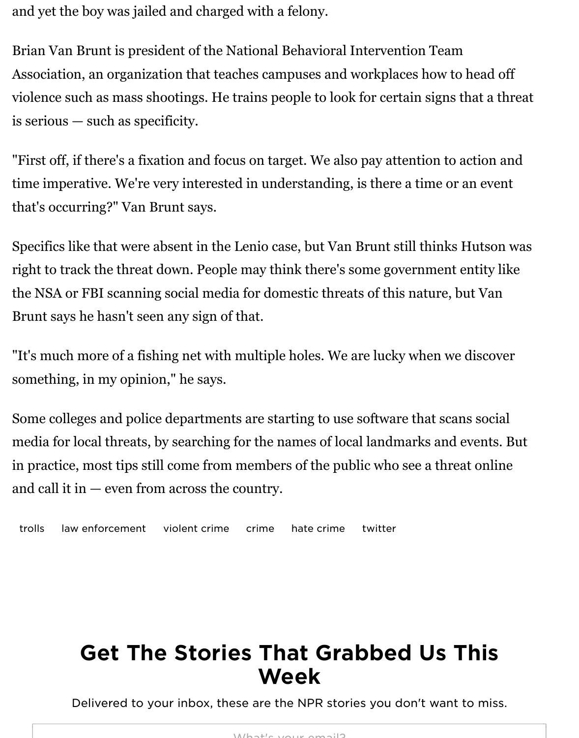and yet the boy was jailed and charged with a felony.

Brian Van Brunt is president of the National Behavioral Intervention Team Association, an organization that teaches campuses and workplaces how to head off violence such as mass shootings. He trains people to look for certain signs that a threat is serious — such as specificity.

"First off, if there's a fixation and focus on target. We also pay attention to action and time imperative. We're very interested in understanding, is there a time or an event that's occurring?" Van Brunt says.

Specifics like that were absent in the Lenio case, but Van Brunt still thinks Hutson was right to track the threat down. People may think there's some government entity like the NSA or FBI scanning social media for domestic threats of this nature, but Van Brunt says he hasn't seen any sign of that.

"It's much more of a fishing net with multiple holes. We are lucky when we discover something, in my opinion," he says.

Some colleges and police departments are starting to use software that scans social media for local threats, by searching for the names of local landmarks and events. But in practice, most tips still come from members of the public who see a threat online and call it in — even from across the country.

trolls law enforcement violent crime crime hate crime twitter

## Get The Stories That Grabbed Us This Week

Delivered to your inbox, these are the NPR stories you don't want to miss.

What's your email?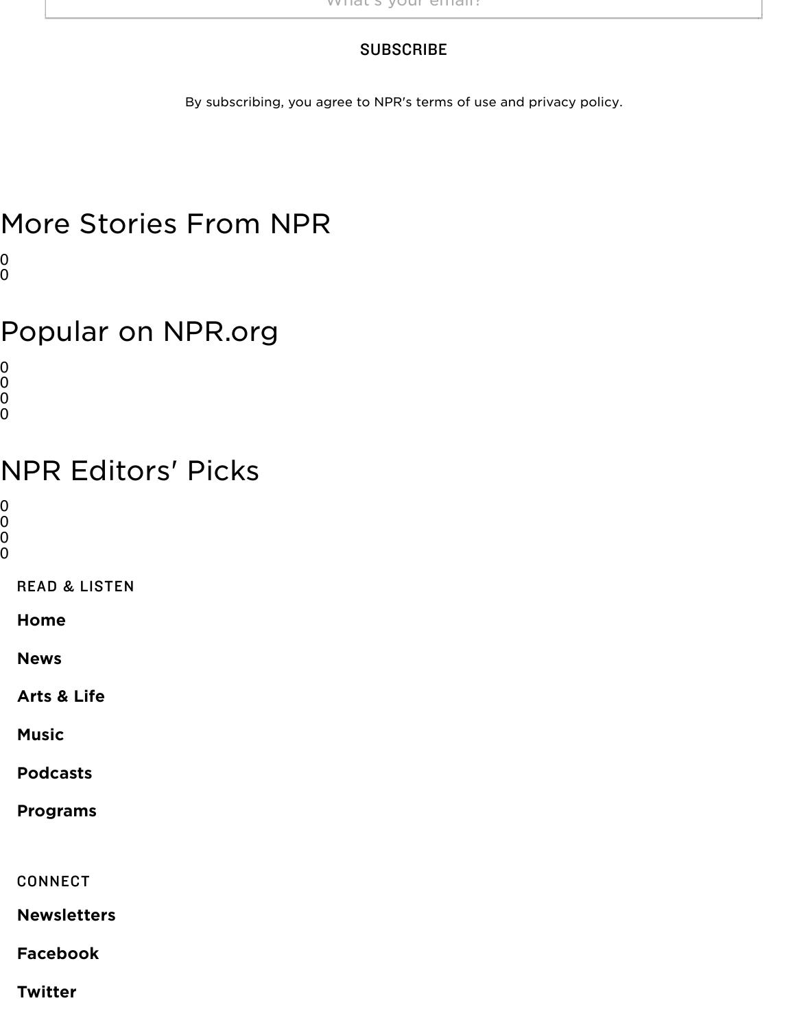What's your email?

SUBSCRIBE

By subscribing, you agree to NPR's terms of use and privacy policy.

# More Stories From NPR

0
0

# Popular on NPR.org

0
0
0
0

# NPR Editors' Picks

0
0
0
0

READ & LISTEN

**Home**

**News**

**Arts & Life**

**Music**

**Podcasts**

**Programs**

CONNECT

**Newsletters**

**Facebook**

**Twitter**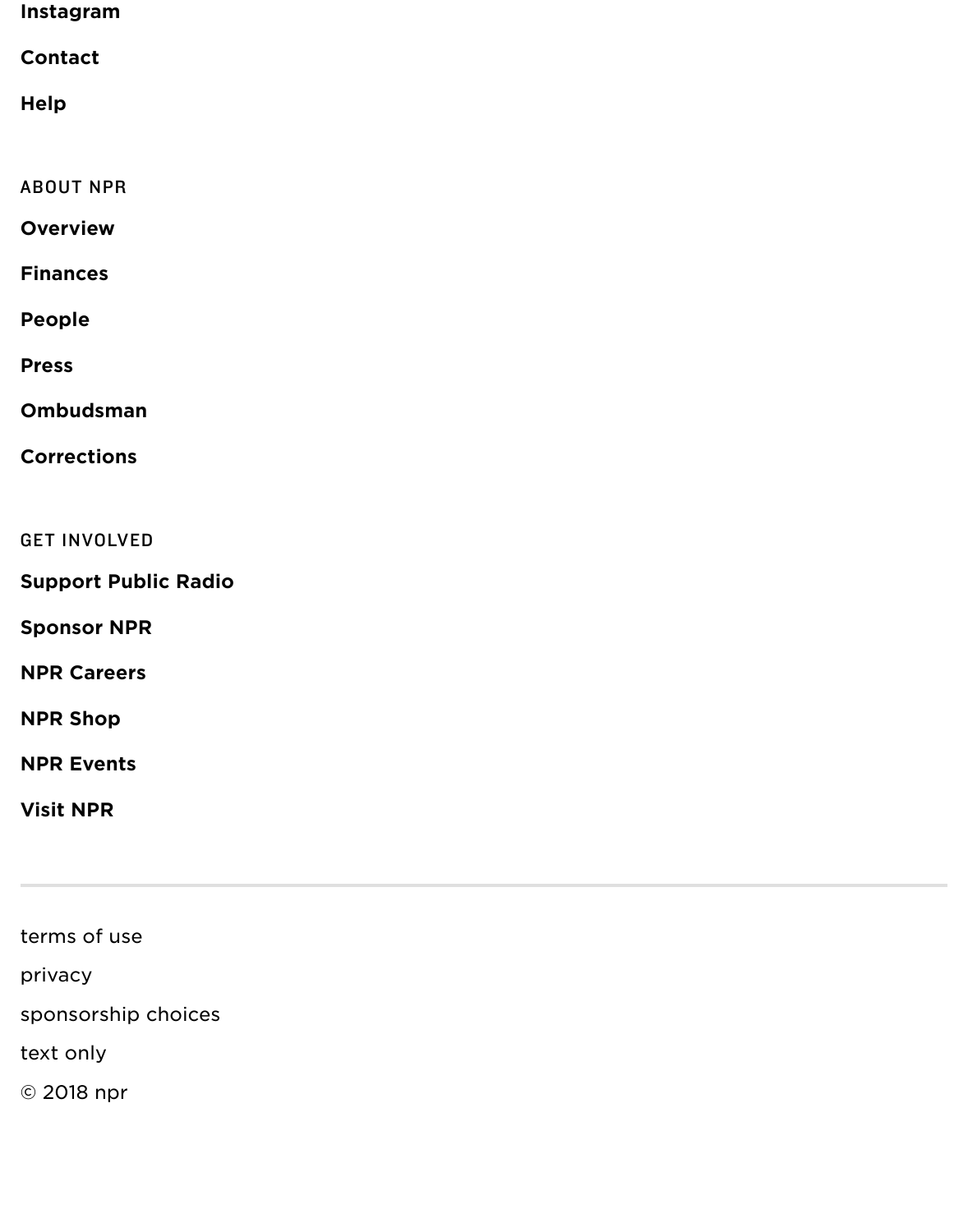**Instagram**

**Contact**

**Help**

ABOUT NPR

**Overview**

**Finances**

**People**

**Press**

**Ombudsman**

**Corrections**

GET INVOLVED

**Support Public Radio**

**Sponsor NPR**

**NPR Careers**

**NPR Shop**

**NPR Events**

**Visit NPR**

---

terms of use

privacy

sponsorship choices

text only

© 2018 npr